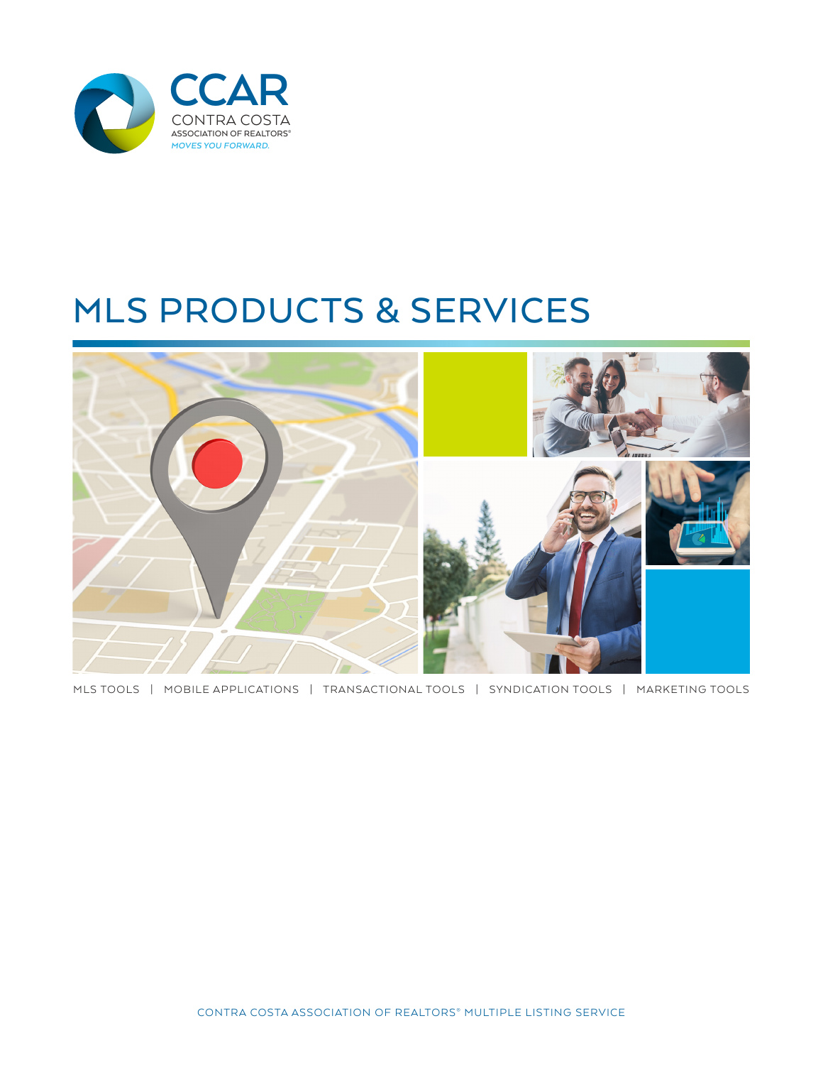CCAR

CONTRA COSTA

ASSOCIATION OF REALTORS®

*MOVES YOU FORWARD.*

# MLS PRODUCTS & SERVICES

MLS TOOLS | MOBILE APPLICATIONS | TRANSACTIONAL TOOLS | SYNDICATION TOOLS | MARKETING TOOLS

CONTRA COSTA ASSOCIATION OF REALTORS® MULTIPLE LISTING SERVICE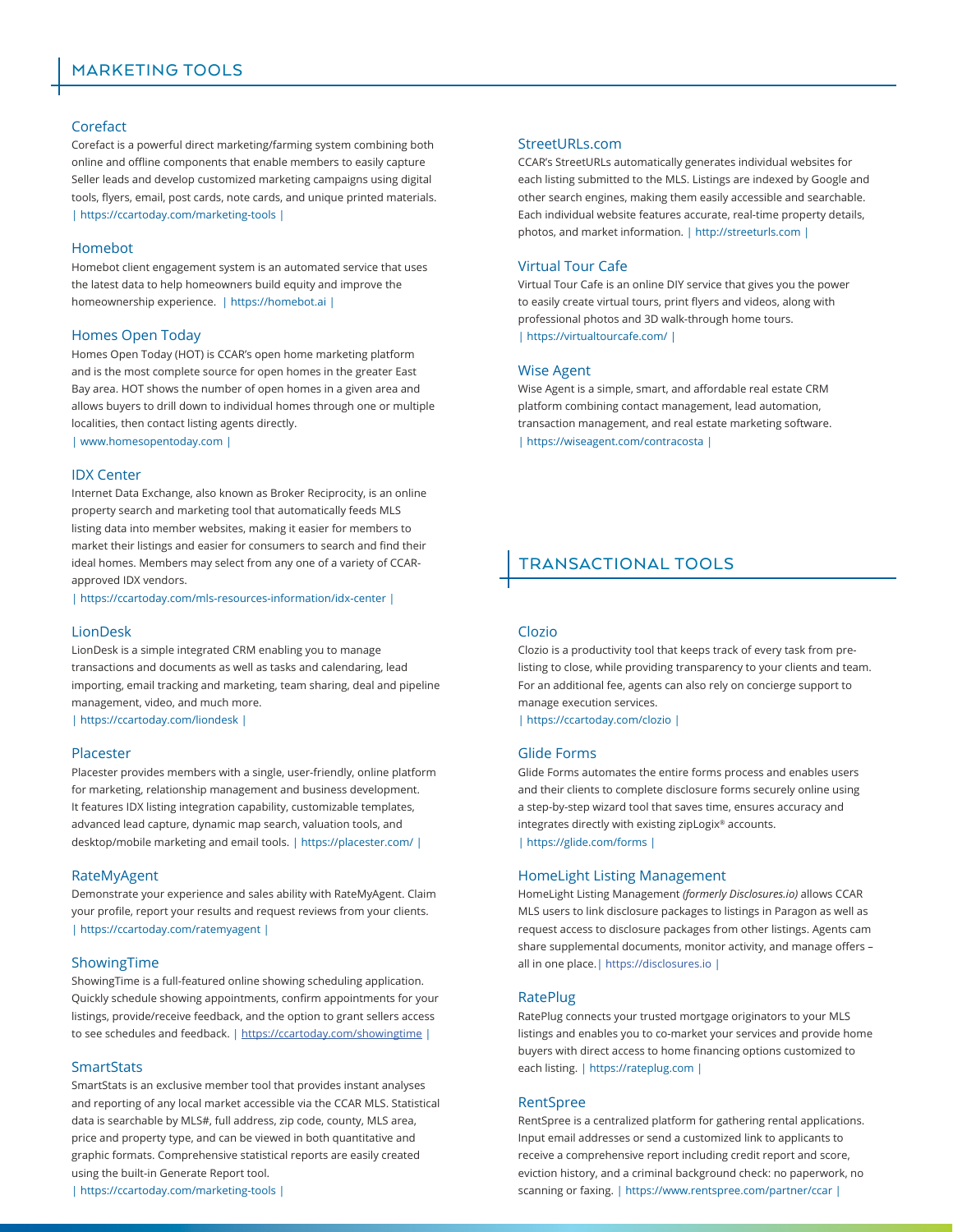## MARKETING TOOLS

### Corefact

Corefact is a powerful direct marketing/farming system combining both online and offline components that enable members to easily capture Seller leads and develop customized marketing campaigns using digital tools, flyers, email, post cards, note cards, and unique printed materials. | https://ccartoday.com/marketing-tools |

### Homebot

Homebot client engagement system is an automated service that uses the latest data to help homeowners build equity and improve the homeownership experience. | https://homebot.ai |

### Homes Open Today

Homes Open Today (HOT) is CCAR's open home marketing platform and is the most complete source for open homes in the greater East Bay area. HOT shows the number of open homes in a given area and allows buyers to drill down to individual homes through one or multiple localities, then contact listing agents directly.
| www.homesopentoday.com |

### IDX Center

Internet Data Exchange, also known as Broker Reciprocity, is an online property search and marketing tool that automatically feeds MLS listing data into member websites, making it easier for members to market their listings and easier for consumers to search and find their ideal homes. Members may select from any one of a variety of CCAR-approved IDX vendors.
| https://ccartoday.com/mls-resources-information/idx-center |

### LionDesk

LionDesk is a simple integrated CRM enabling you to manage transactions and documents as well as tasks and calendaring, lead importing, email tracking and marketing, team sharing, deal and pipeline management, video, and much more.
| https://ccartoday.com/liondesk |

### Placester

Placester provides members with a single, user-friendly, online platform for marketing, relationship management and business development. It features IDX listing integration capability, customizable templates, advanced lead capture, dynamic map search, valuation tools, and desktop/mobile marketing and email tools. | https://placester.com/ |

### RateMyAgent

Demonstrate your experience and sales ability with RateMyAgent. Claim your profile, report your results and request reviews from your clients.
| https://ccartoday.com/ratemyagent |

### ShowingTime

ShowingTime is a full-featured online showing scheduling application. Quickly schedule showing appointments, confirm appointments for your listings, provide/receive feedback, and the option to grant sellers access to see schedules and feedback. | https://ccartoday.com/showingtime |

### SmartStats

SmartStats is an exclusive member tool that provides instant analyses and reporting of any local market accessible via the CCAR MLS. Statistical data is searchable by MLS#, full address, zip code, county, MLS area, price and property type, and can be viewed in both quantitative and graphic formats. Comprehensive statistical reports are easily created using the built-in Generate Report tool.
| https://ccartoday.com/marketing-tools |

### StreetURLs.com

CCAR's StreetURLs automatically generates individual websites for each listing submitted to the MLS. Listings are indexed by Google and other search engines, making them easily accessible and searchable. Each individual website features accurate, real-time property details, photos, and market information. | http://streeturls.com |

### Virtual Tour Cafe

Virtual Tour Cafe is an online DIY service that gives you the power to easily create virtual tours, print flyers and videos, along with professional photos and 3D walk-through home tours.
| https://virtualtourcafe.com/ |

### Wise Agent

Wise Agent is a simple, smart, and affordable real estate CRM platform combining contact management, lead automation, transaction management, and real estate marketing software.
| https://wiseagent.com/contracosta |

## TRANSACTIONAL TOOLS

### Clozio

Clozio is a productivity tool that keeps track of every task from pre-listing to close, while providing transparency to your clients and team. For an additional fee, agents can also rely on concierge support to manage execution services.
| https://ccartoday.com/clozio |

### Glide Forms

Glide Forms automates the entire forms process and enables users and their clients to complete disclosure forms securely online using a step-by-step wizard tool that saves time, ensures accuracy and integrates directly with existing zipLogix® accounts.
| https://glide.com/forms |

### HomeLight Listing Management

HomeLight Listing Management *(formerly Disclosures.io)* allows CCAR MLS users to link disclosure packages to listings in Paragon as well as request access to disclosure packages from other listings. Agents cam share supplemental documents, monitor activity, and manage offers – all in one place.| https://disclosures.io |

### RatePlug

RatePlug connects your trusted mortgage originators to your MLS listings and enables you to co-market your services and provide home buyers with direct access to home financing options customized to each listing. | https://rateplug.com |

### RentSpree

RentSpree is a centralized platform for gathering rental applications. Input email addresses or send a customized link to applicants to receive a comprehensive report including credit report and score, eviction history, and a criminal background check: no paperwork, no scanning or faxing. | https://www.rentspree.com/partner/ccar |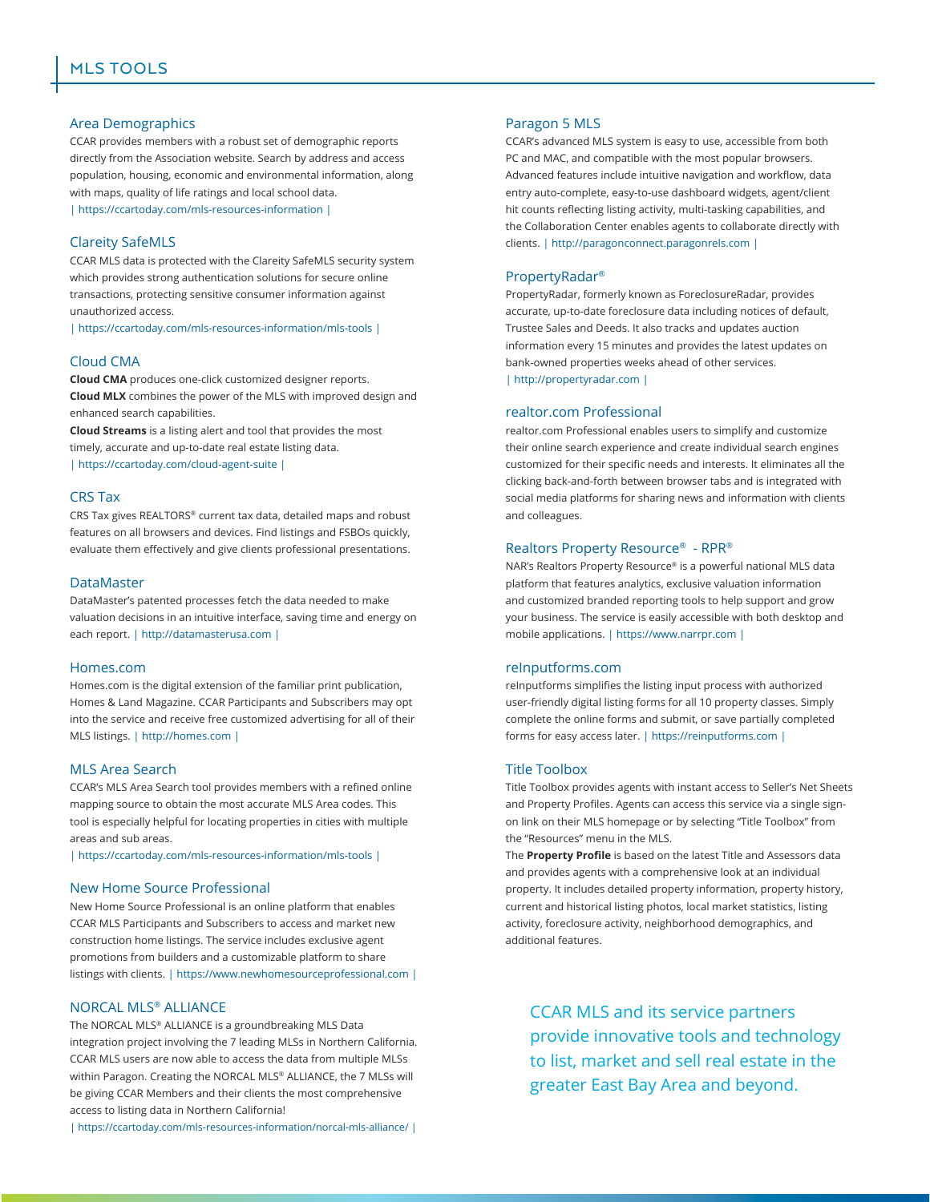# MLS TOOLS

## Area Demographics

CCAR provides members with a robust set of demographic reports directly from the Association website. Search by address and access population, housing, economic and environmental information, along with maps, quality of life ratings and local school data.
| https://ccartoday.com/mls-resources-information |

## Clareity SafeMLS

CCAR MLS data is protected with the Clareity SafeMLS security system which provides strong authentication solutions for secure online transactions, protecting sensitive consumer information against unauthorized access.
| https://ccartoday.com/mls-resources-information/mls-tools |

## Cloud CMA

**Cloud CMA** produces one-click customized designer reports.
**Cloud MLX** combines the power of the MLS with improved design and enhanced search capabilities.
**Cloud Streams** is a listing alert and tool that provides the most timely, accurate and up-to-date real estate listing data.
| https://ccartoday.com/cloud-agent-suite |

## CRS Tax

CRS Tax gives REALTORS® current tax data, detailed maps and robust features on all browsers and devices. Find listings and FSBOs quickly, evaluate them effectively and give clients professional presentations.

## DataMaster

DataMaster's patented processes fetch the data needed to make valuation decisions in an intuitive interface, saving time and energy on each report. | http://datamasterusa.com |

## Homes.com

Homes.com is the digital extension of the familiar print publication, Homes & Land Magazine. CCAR Participants and Subscribers may opt into the service and receive free customized advertising for all of their MLS listings. | http://homes.com |

## MLS Area Search

CCAR's MLS Area Search tool provides members with a refined online mapping source to obtain the most accurate MLS Area codes. This tool is especially helpful for locating properties in cities with multiple areas and sub areas.
| https://ccartoday.com/mls-resources-information/mls-tools |

## New Home Source Professional

New Home Source Professional is an online platform that enables CCAR MLS Participants and Subscribers to access and market new construction home listings. The service includes exclusive agent promotions from builders and a customizable platform to share listings with clients. | https://www.newhomesourceprofessional.com |

## NORCAL MLS® ALLIANCE

The NORCAL MLS® ALLIANCE is a groundbreaking MLS Data integration project involving the 7 leading MLSs in Northern California. CCAR MLS users are now able to access the data from multiple MLSs within Paragon. Creating the NORCAL MLS® ALLIANCE, the 7 MLSs will be giving CCAR Members and their clients the most comprehensive access to listing data in Northern California!
| https://ccartoday.com/mls-resources-information/norcal-mls-alliance/ |

## Paragon 5 MLS

CCAR's advanced MLS system is easy to use, accessible from both PC and MAC, and compatible with the most popular browsers. Advanced features include intuitive navigation and workflow, data entry auto-complete, easy-to-use dashboard widgets, agent/client hit counts reflecting listing activity, multi-tasking capabilities, and the Collaboration Center enables agents to collaborate directly with clients. | http://paragonconnect.paragonrels.com |

## PropertyRadar®

PropertyRadar, formerly known as ForeclosureRadar, provides accurate, up-to-date foreclosure data including notices of default, Trustee Sales and Deeds. It also tracks and updates auction information every 15 minutes and provides the latest updates on bank-owned properties weeks ahead of other services.
| http://propertyradar.com |

## realtor.com Professional

realtor.com Professional enables users to simplify and customize their online search experience and create individual search engines customized for their specific needs and interests. It eliminates all the clicking back-and-forth between browser tabs and is integrated with social media platforms for sharing news and information with clients and colleagues.

## Realtors Property Resource® - RPR®

NAR's Realtors Property Resource® is a powerful national MLS data platform that features analytics, exclusive valuation information and customized branded reporting tools to help support and grow your business. The service is easily accessible with both desktop and mobile applications. | https://www.narrpr.com |

## reInputforms.com

reInputforms simplifies the listing input process with authorized user-friendly digital listing forms for all 10 property classes. Simply complete the online forms and submit, or save partially completed forms for easy access later. | https://reinputforms.com |

## Title Toolbox

Title Toolbox provides agents with instant access to Seller's Net Sheets and Property Profiles. Agents can access this service via a single sign-on link on their MLS homepage or by selecting "Title Toolbox" from the "Resources" menu in the MLS.

The **Property Profile** is based on the latest Title and Assessors data and provides agents with a comprehensive look at an individual property. It includes detailed property information, property history, current and historical listing photos, local market statistics, listing activity, foreclosure activity, neighborhood demographics, and additional features.

CCAR MLS and its service partners provide innovative tools and technology to list, market and sell real estate in the greater East Bay Area and beyond.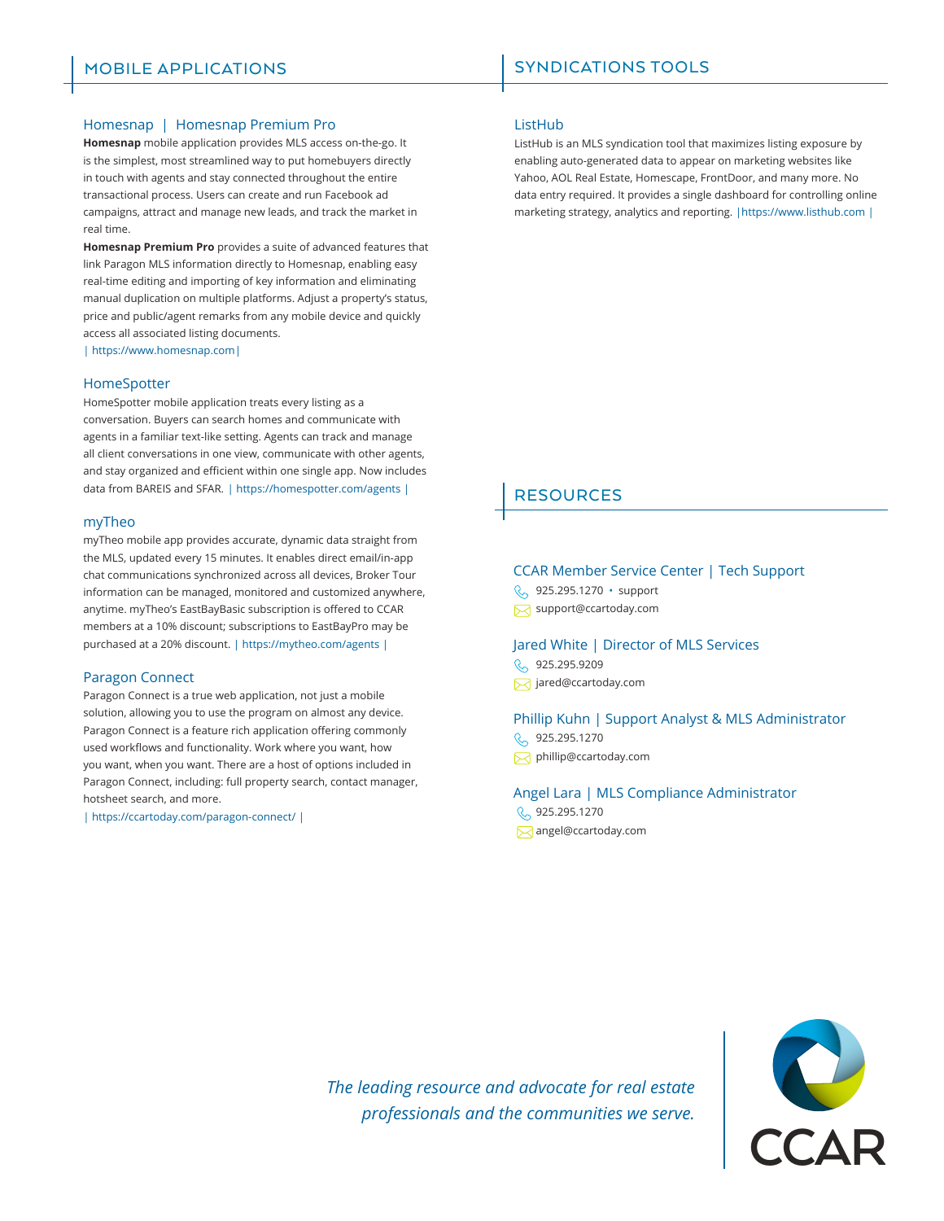## MOBILE APPLICATIONS

### Homesnap | Homesnap Premium Pro

**Homesnap** mobile application provides MLS access on-the-go. It is the simplest, most streamlined way to put homebuyers directly in touch with agents and stay connected throughout the entire transactional process. Users can create and run Facebook ad campaigns, attract and manage new leads, and track the market in real time.

**Homesnap Premium Pro** provides a suite of advanced features that link Paragon MLS information directly to Homesnap, enabling easy real-time editing and importing of key information and eliminating manual duplication on multiple platforms. Adjust a property's status, price and public/agent remarks from any mobile device and quickly access all associated listing documents.

| https://www.homesnap.com |

### HomeSpotter

HomeSpotter mobile application treats every listing as a conversation. Buyers can search homes and communicate with agents in a familiar text-like setting. Agents can track and manage all client conversations in one view, communicate with other agents, and stay organized and efficient within one single app. Now includes data from BAREIS and SFAR. | https://homespotter.com/agents |

### myTheo

myTheo mobile app provides accurate, dynamic data straight from the MLS, updated every 15 minutes. It enables direct email/in-app chat communications synchronized across all devices, Broker Tour information can be managed, monitored and customized anywhere, anytime. myTheo's EastBayBasic subscription is offered to CCAR members at a 10% discount; subscriptions to EastBayPro may be purchased at a 20% discount. | https://mytheo.com/agents |

### Paragon Connect

Paragon Connect is a true web application, not just a mobile solution, allowing you to use the program on almost any device. Paragon Connect is a feature rich application offering commonly used workflows and functionality. Work where you want, how you want, when you want. There are a host of options included in Paragon Connect, including: full property search, contact manager, hotsheet search, and more.

| https://ccartoday.com/paragon-connect/ |

## SYNDICATIONS TOOLS

### ListHub

ListHub is an MLS syndication tool that maximizes listing exposure by enabling auto-generated data to appear on marketing websites like Yahoo, AOL Real Estate, Homescape, FrontDoor, and many more. No data entry required. It provides a single dashboard for controlling online marketing strategy, analytics and reporting. |https://www.listhub.com |

## RESOURCES

### CCAR Member Service Center | Tech Support

925.295.1270 • support
support@ccartoday.com

### Jared White | Director of MLS Services

925.295.9209
jared@ccartoday.com

### Phillip Kuhn | Support Analyst & MLS Administrator

925.295.1270
phillip@ccartoday.com

### Angel Lara | MLS Compliance Administrator

925.295.1270
angel@ccartoday.com

*The leading resource and advocate for real estate professionals and the communities we serve.*

CCAR